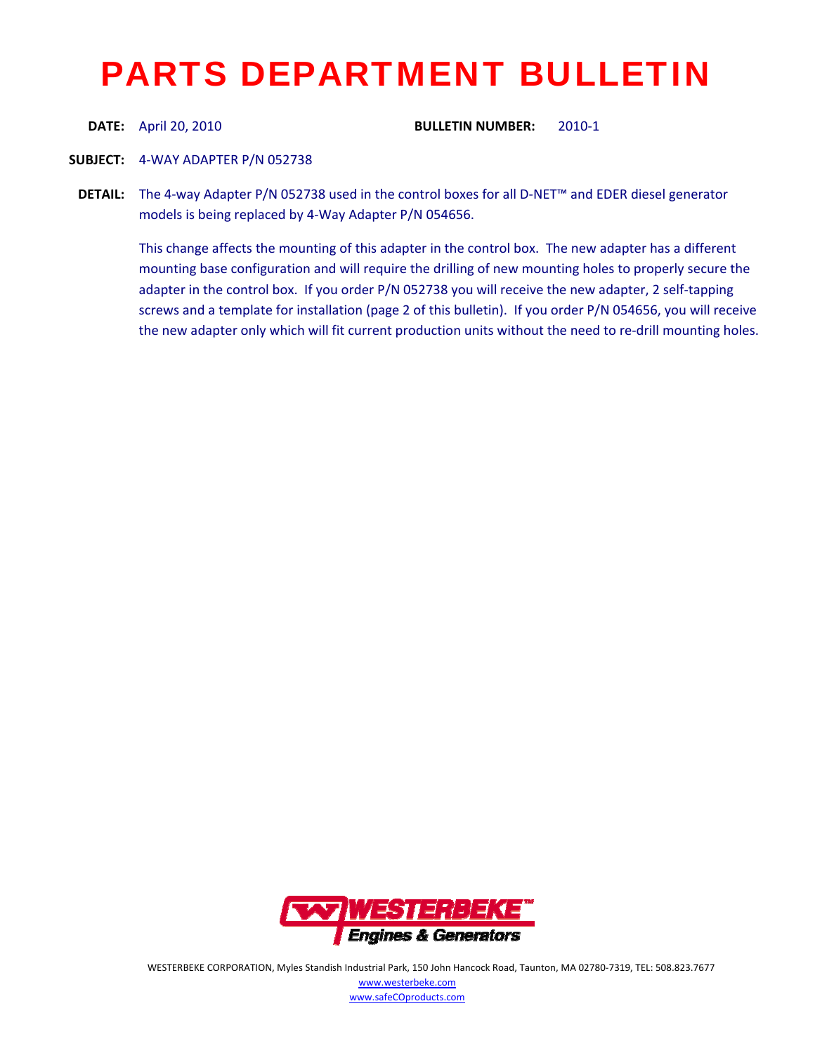# PARTS DEPARTMENT BULLETIN

**DATE:** April 20, 2010 **BULLETIN NUMBER:** 2010-1

**SUBJECT:** 4-WAY ADAPTER P/N 052738

**DETAIL:** The 4-way Adapter P/N 052738 used in the control boxes for all D-NET™ and EDER diesel generator models is being replaced by 4-Way Adapter P/N 054656.

This change affects the mounting of this adapter in the control box. The new adapter has a different mounting base configuration and will require the drilling of new mounting holes to properly secure the adapter in the control box. If you order P/N 052738 you will receive the new adapter, 2 self-tapping screws and a template for installation (page 2 of this bulletin). If you order P/N 054656, you will receive the new adapter only which will fit current production units without the need to re-drill mounting holes.

WESTERBEKE Engines & Generators

WESTERBEKE CORPORATION, Myles Standish Industrial Park, 150 John Hancock Road, Taunton, MA 02780-7319, TEL: 508.823.7677
www.westerbeke.com
www.safeCOproducts.com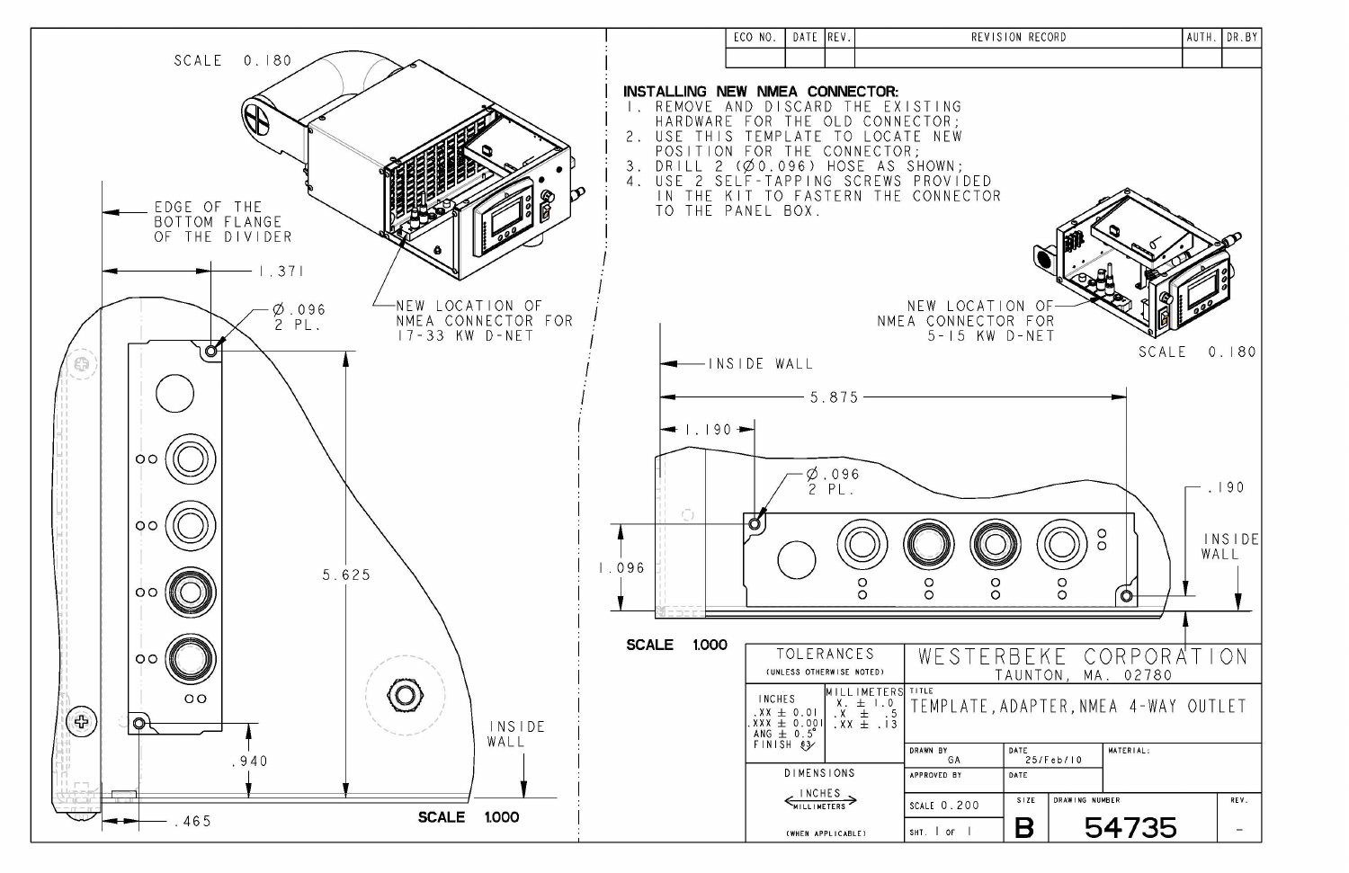| ECO NO. | DATE | REV. | REVISION RECORD | AUTH. | DR.BY |
|---|---|---|---|---|---|
| | | | | | |

**INSTALLING NEW NMEA CONNECTOR:**

1. REMOVE AND DISCARD THE EXISTING HARDWARE FOR THE OLD CONNECTOR;
2. USE THIS TEMPLATE TO LOCATE NEW POSITION FOR THE CONNECTOR;
3. DRILL 2 (Ø0.096) HOSE AS SHOWN;
4. USE 2 SELF-TAPPING SCREWS PROVIDED IN THE KIT TO FASTEN THE CONNECTOR TO THE PANEL BOX.

SCALE 0.180

NEW LOCATION OF NMEA CONNECTOR FOR 17-33 KW D-NET

EDGE OF THE BOTTOM FLANGE OF THE DIVIDER

1.371

Ø.096
2 PL.

5.625

.940

.465

INSIDE WALL

SCALE 1.000

NEW LOCATION OF NMEA CONNECTOR FOR 5-15 KW D-NET

SCALE 0.180

INSIDE WALL

5.875

1.190

Ø.096
2 PL.

.190

1.096

INSIDE WALL

SCALE 1.000

| TOLERANCES (UNLESS OTHERWISE NOTED) | | WESTERBEKE CORPORATION TAUNTON, MA. 02780 | | |
|---|---|---|---|---|
| INCHES .XX ± 0.01 .XXX ± 0.001 ANG ± 0.5° FINISH | MILLIMETERS X. ± 1.0 .X ± .5 .XX ± .13 | TITLE TEMPLATE, ADAPTER, NMEA 4-WAY OUTLET | | |
| | | DRAWN BY GA | DATE 25/Feb/10 | MATERIAL: |
| DIMENSIONS INCHES / MILLIMETERS (WHEN APPLICABLE) | | APPROVED BY | DATE | |
| | | SCALE 0.200 | SIZE B | DRAWING NUMBER 54735 — REV. - |
| | | SHT. 1 OF 1 | | |